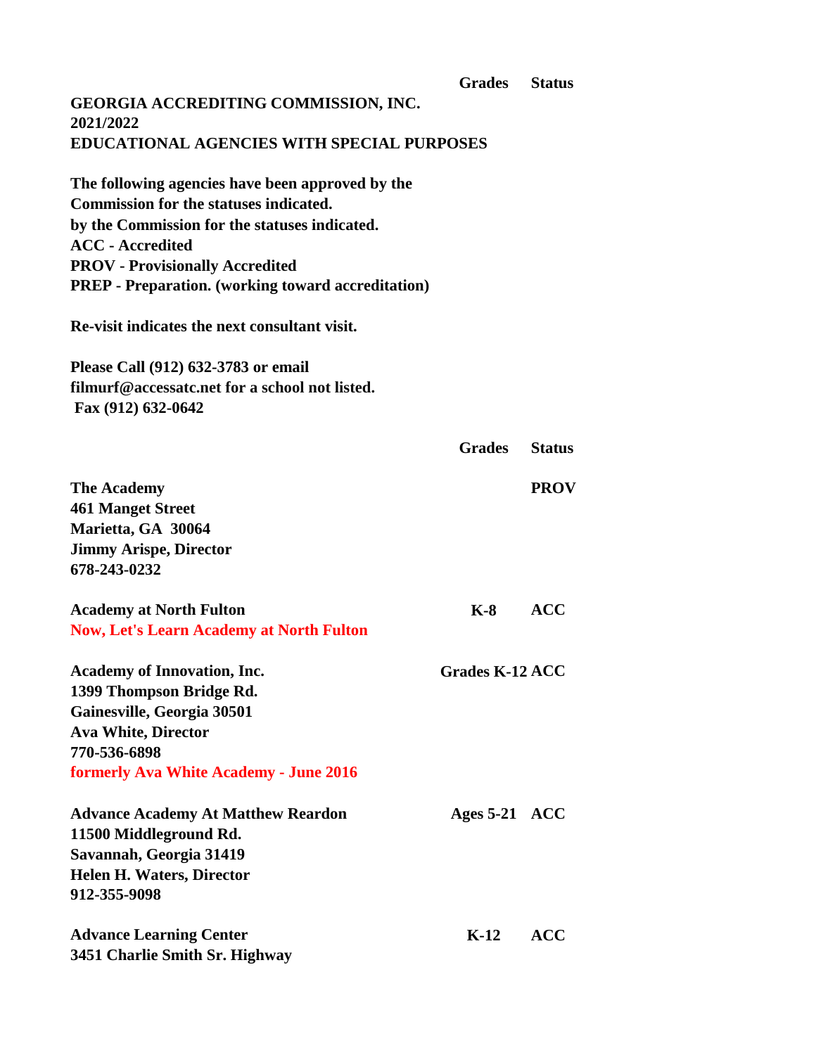| | Grades | Status |
|---|---|---|

**GEORGIA ACCREDITING COMMISSION, INC.**
**2021/2022**
**EDUCATIONAL AGENCIES WITH SPECIAL PURPOSES**

**The following agencies have been approved by the**
**Commission for the statuses indicated.**
**by the Commission for the statuses indicated.**
**ACC - Accredited**
**PROV - Provisionally Accredited**
**PREP - Preparation. (working toward accreditation)**

**Re-visit indicates the next consultant visit.**

**Please Call (912) 632-3783 or email**
**filmurf@accessatc.net for a school not listed.**
**Fax (912) 632-0642**

| | Grades | Status |
|---|---|---|
| **The Academy**<br>**461 Manget Street**<br>**Marietta, GA 30064**<br>**Jimmy Arispe, Director**<br>**678-243-0232** | | **PROV** |
| **Academy at North Fulton**<br>**Now, Let's Learn Academy at North Fulton** | **K-8** | **ACC** |
| **Academy of Innovation, Inc.**<br>**1399 Thompson Bridge Rd.**<br>**Gainesville, Georgia 30501**<br>**Ava White, Director**<br>**770-536-6898**<br>**formerly Ava White Academy - June 2016** | **Grades K-12** | **ACC** |
| **Advance Academy At Matthew Reardon**<br>**11500 Middleground Rd.**<br>**Savannah, Georgia 31419**<br>**Helen H. Waters, Director**<br>**912-355-9098** | **Ages 5-21** | **ACC** |
| **Advance Learning Center**<br>**3451 Charlie Smith Sr. Highway** | **K-12** | **ACC** |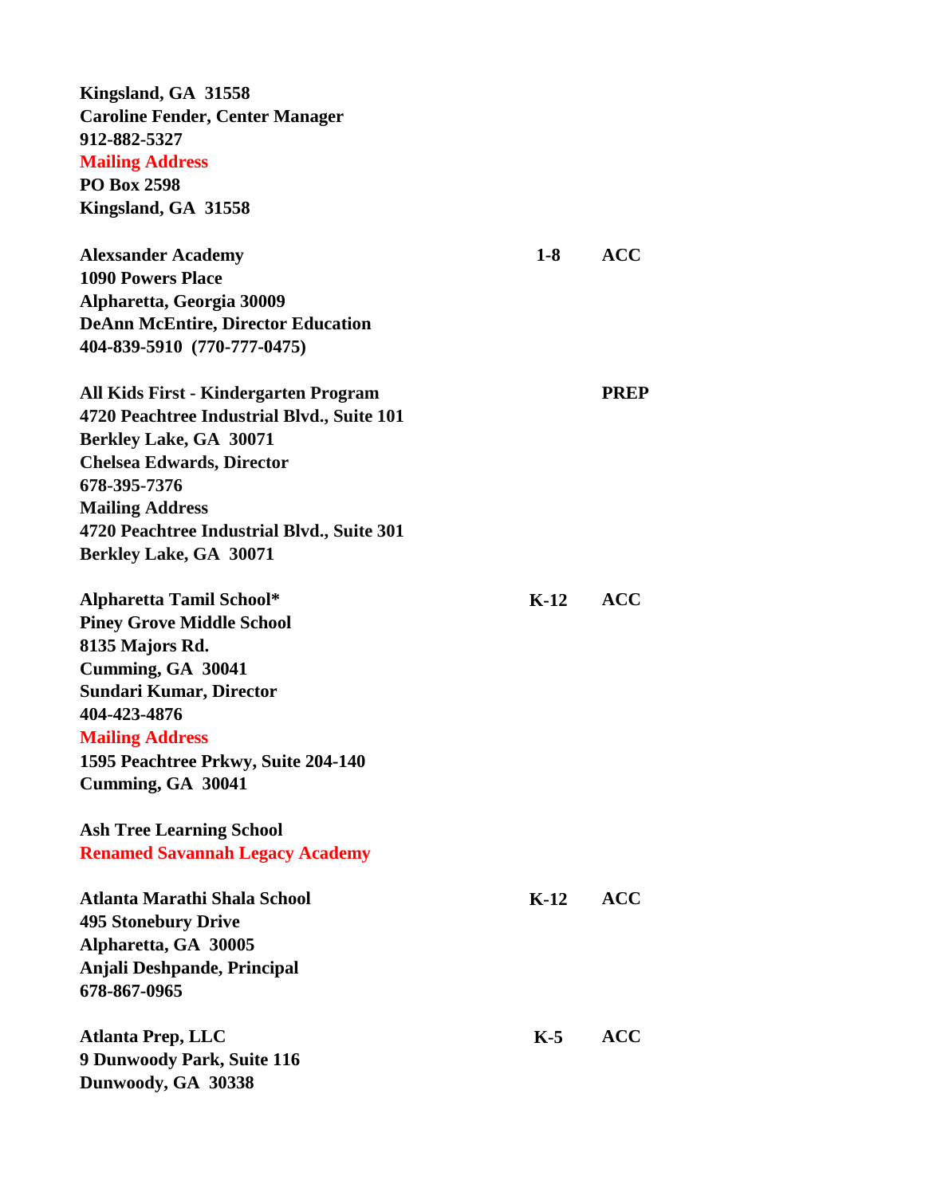**Kingsland, GA  31558**
**Caroline Fender, Center Manager**
**912-882-5327**
**Mailing Address**
**PO Box 2598**
**Kingsland, GA  31558**

**Alexsander Academy** — **1-8** — **ACC**
**1090 Powers Place**
**Alpharetta, Georgia 30009**
**DeAnn McEntire, Director Education**
**404-839-5910  (770-777-0475)**

**All Kids First - Kindergarten Program** — **PREP**
**4720 Peachtree Industrial Blvd., Suite 101**
**Berkley Lake, GA  30071**
**Chelsea Edwards, Director**
**678-395-7376**
**Mailing Address**
**4720 Peachtree Industrial Blvd., Suite 301**
**Berkley Lake, GA  30071**

**Alpharetta Tamil School*** — **K-12** — **ACC**
**Piney Grove Middle School**
**8135 Majors Rd.**
**Cumming, GA  30041**
**Sundari Kumar, Director**
**404-423-4876**
**Mailing Address**
**1595 Peachtree Prkwy, Suite 204-140**
**Cumming, GA  30041**

**Ash Tree Learning School**
**Renamed Savannah Legacy Academy**

**Atlanta Marathi Shala School** — **K-12** — **ACC**
**495 Stonebury Drive**
**Alpharetta, GA  30005**
**Anjali Deshpande, Principal**
**678-867-0965**

**Atlanta Prep, LLC** — **K-5** — **ACC**
**9 Dunwoody Park, Suite 116**
**Dunwoody, GA  30338**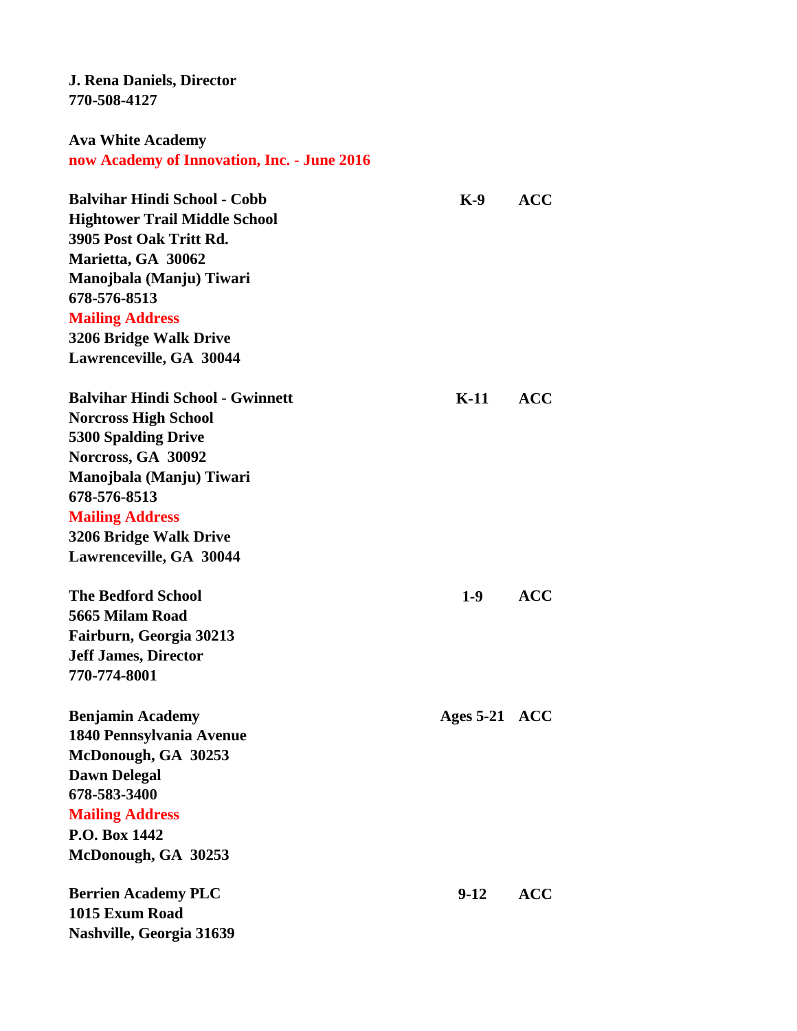**J. Rena Daniels, Director**
**770-508-4127**

**Ava White Academy**
**now Academy of Innovation, Inc. - June 2016**

| | | |
|---|---|---|
| **Balvihar Hindi School - Cobb**<br>**Hightower Trail Middle School**<br>**3905 Post Oak Tritt Rd.**<br>**Marietta, GA 30062**<br>**Manojbala (Manju) Tiwari**<br>**678-576-8513**<br>**Mailing Address**<br>**3206 Bridge Walk Drive**<br>**Lawrenceville, GA 30044** | **K-9** | **ACC** |
| **Balvihar Hindi School - Gwinnett**<br>**Norcross High School**<br>**5300 Spalding Drive**<br>**Norcross, GA 30092**<br>**Manojbala (Manju) Tiwari**<br>**678-576-8513**<br>**Mailing Address**<br>**3206 Bridge Walk Drive**<br>**Lawrenceville, GA 30044** | **K-11** | **ACC** |
| **The Bedford School**<br>**5665 Milam Road**<br>**Fairburn, Georgia 30213**<br>**Jeff James, Director**<br>**770-774-8001** | **1-9** | **ACC** |
| **Benjamin Academy**<br>**1840 Pennsylvania Avenue**<br>**McDonough, GA 30253**<br>**Dawn Delegal**<br>**678-583-3400**<br>**Mailing Address**<br>**P.O. Box 1442**<br>**McDonough, GA 30253** | **Ages 5-21** | **ACC** |
| **Berrien Academy PLC**<br>**1015 Exum Road**<br>**Nashville, Georgia 31639** | **9-12** | **ACC** |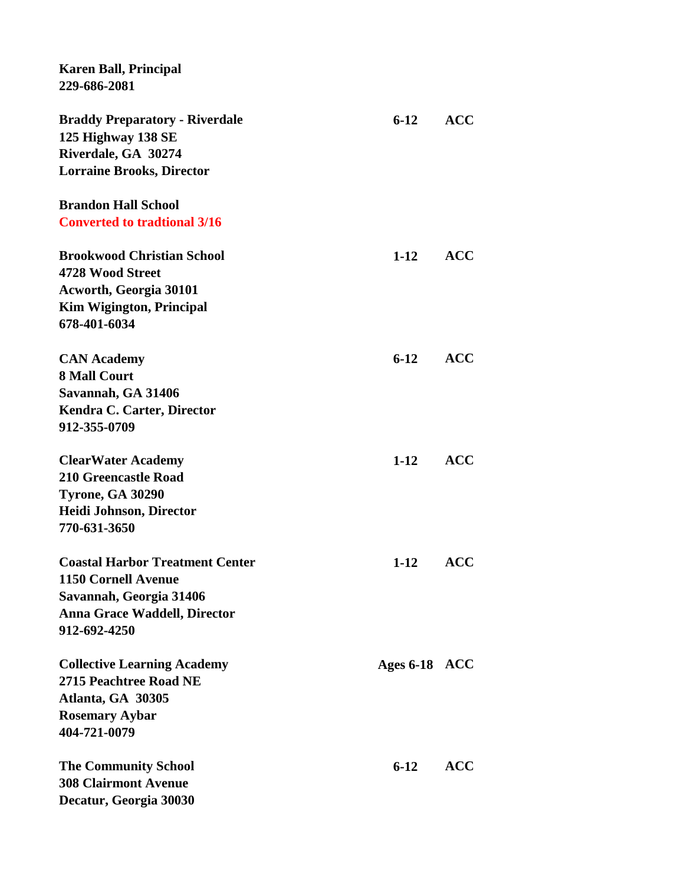**Karen Ball, Principal**
**229-686-2081**

**Braddy Preparatory - Riverdale** — **6-12** — **ACC**
**125 Highway 138 SE**
**Riverdale, GA 30274**
**Lorraine Brooks, Director**

**Brandon Hall School**
**Converted to tradtional 3/16**

**Brookwood Christian School** — **1-12** — **ACC**
**4728 Wood Street**
**Acworth, Georgia 30101**
**Kim Wigington, Principal**
**678-401-6034**

**CAN Academy** — **6-12** — **ACC**
**8 Mall Court**
**Savannah, GA 31406**
**Kendra C. Carter, Director**
**912-355-0709**

**ClearWater Academy** — **1-12** — **ACC**
**210 Greencastle Road**
**Tyrone, GA 30290**
**Heidi Johnson, Director**
**770-631-3650**

**Coastal Harbor Treatment Center** — **1-12** — **ACC**
**1150 Cornell Avenue**
**Savannah, Georgia 31406**
**Anna Grace Waddell, Director**
**912-692-4250**

**Collective Learning Academy** — **Ages 6-18** — **ACC**
**2715 Peachtree Road NE**
**Atlanta, GA 30305**
**Rosemary Aybar**
**404-721-0079**

**The Community School** — **6-12** — **ACC**
**308 Clairmont Avenue**
**Decatur, Georgia 30030**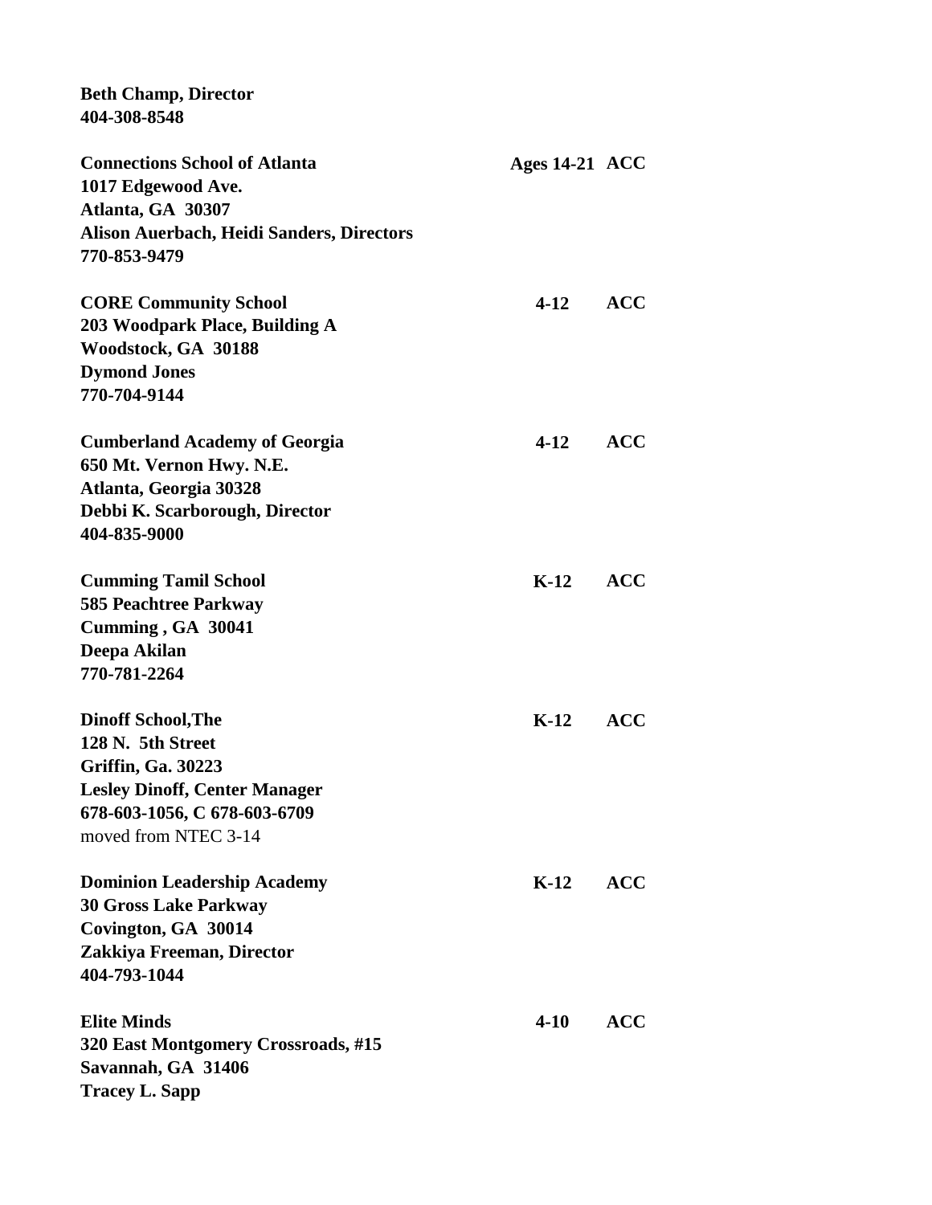**Beth Champ, Director**
**404-308-8548**

**Connections School of Atlanta** — **Ages 14-21 ACC**
**1017 Edgewood Ave.**
**Atlanta, GA 30307**
**Alison Auerbach, Heidi Sanders, Directors**
**770-853-9479**

**CORE Community School** — **4-12 ACC**
**203 Woodpark Place, Building A**
**Woodstock, GA 30188**
**Dymond Jones**
**770-704-9144**

**Cumberland Academy of Georgia** — **4-12 ACC**
**650 Mt. Vernon Hwy. N.E.**
**Atlanta, Georgia 30328**
**Debbi K. Scarborough, Director**
**404-835-9000**

**Cumming Tamil School** — **K-12 ACC**
**585 Peachtree Parkway**
**Cumming , GA 30041**
**Deepa Akilan**
**770-781-2264**

**Dinoff School,The** — **K-12 ACC**
**128 N. 5th Street**
**Griffin, Ga. 30223**
**Lesley Dinoff, Center Manager**
**678-603-1056, C 678-603-6709**
moved from NTEC 3-14

**Dominion Leadership Academy** — **K-12 ACC**
**30 Gross Lake Parkway**
**Covington, GA 30014**
**Zakkiya Freeman, Director**
**404-793-1044**

**Elite Minds** — **4-10 ACC**
**320 East Montgomery Crossroads, #15**
**Savannah, GA 31406**
**Tracey L. Sapp**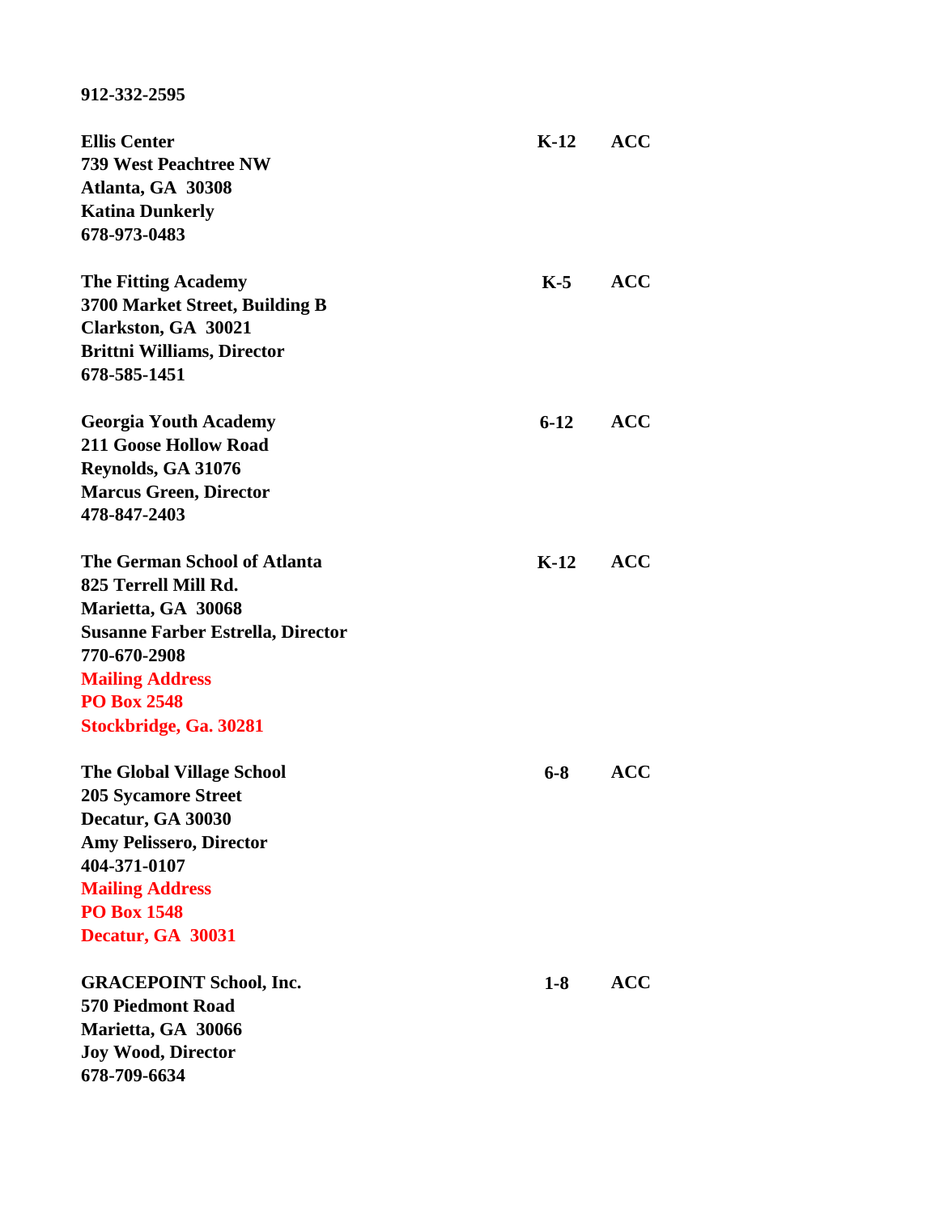**912-332-2595**

| | | |
|---|---|---|
| **Ellis Center**<br>**739 West Peachtree NW**<br>**Atlanta, GA  30308**<br>**Katina Dunkerly**<br>**678-973-0483** | **K-12** | **ACC** |
| **The Fitting Academy**<br>**3700 Market Street, Building B**<br>**Clarkston, GA  30021**<br>**Brittni Williams, Director**<br>**678-585-1451** | **K-5** | **ACC** |
| **Georgia Youth Academy**<br>**211 Goose Hollow Road**<br>**Reynolds, GA 31076**<br>**Marcus Green, Director**<br>**478-847-2403** | **6-12** | **ACC** |
| **The German School of Atlanta**<br>**825 Terrell Mill Rd.**<br>**Marietta, GA  30068**<br>**Susanne Farber Estrella, Director**<br>**770-670-2908**<br>**Mailing Address**<br>**PO Box 2548**<br>**Stockbridge, Ga. 30281** | **K-12** | **ACC** |
| **The Global Village School**<br>**205 Sycamore Street**<br>**Decatur, GA 30030**<br>**Amy Pelissero, Director**<br>**404-371-0107**<br>**Mailing Address**<br>**PO Box 1548**<br>**Decatur, GA  30031** | **6-8** | **ACC** |
| **GRACEPOINT School, Inc.**<br>**570 Piedmont Road**<br>**Marietta, GA  30066**<br>**Joy Wood, Director**<br>**678-709-6634** | **1-8** | **ACC** |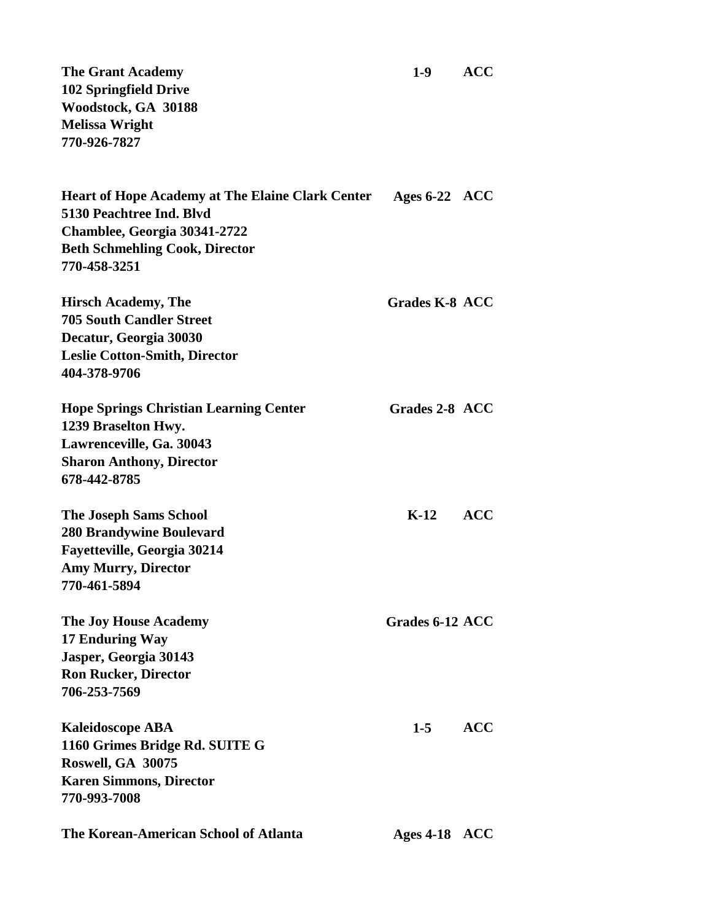**The Grant Academy** **1-9** **ACC**
**102 Springfield Drive**
**Woodstock, GA 30188**
**Melissa Wright**
**770-926-7827**

**Heart of Hope Academy at The Elaine Clark Center** **Ages 6-22** **ACC**
**5130 Peachtree Ind. Blvd**
**Chamblee, Georgia 30341-2722**
**Beth Schmehling Cook, Director**
**770-458-3251**

**Hirsch Academy, The** **Grades K-8** **ACC**
**705 South Candler Street**
**Decatur, Georgia 30030**
**Leslie Cotton-Smith, Director**
**404-378-9706**

**Hope Springs Christian Learning Center** **Grades 2-8** **ACC**
**1239 Braselton Hwy.**
**Lawrenceville, Ga. 30043**
**Sharon Anthony, Director**
**678-442-8785**

**The Joseph Sams School** **K-12** **ACC**
**280 Brandywine Boulevard**
**Fayetteville, Georgia 30214**
**Amy Murry, Director**
**770-461-5894**

**The Joy House Academy** **Grades 6-12** **ACC**
**17 Enduring Way**
**Jasper, Georgia 30143**
**Ron Rucker, Director**
**706-253-7569**

**Kaleidoscope ABA** **1-5** **ACC**
**1160 Grimes Bridge Rd. SUITE G**
**Roswell, GA 30075**
**Karen Simmons, Director**
**770-993-7008**

**The Korean-American School of Atlanta** **Ages 4-18** **ACC**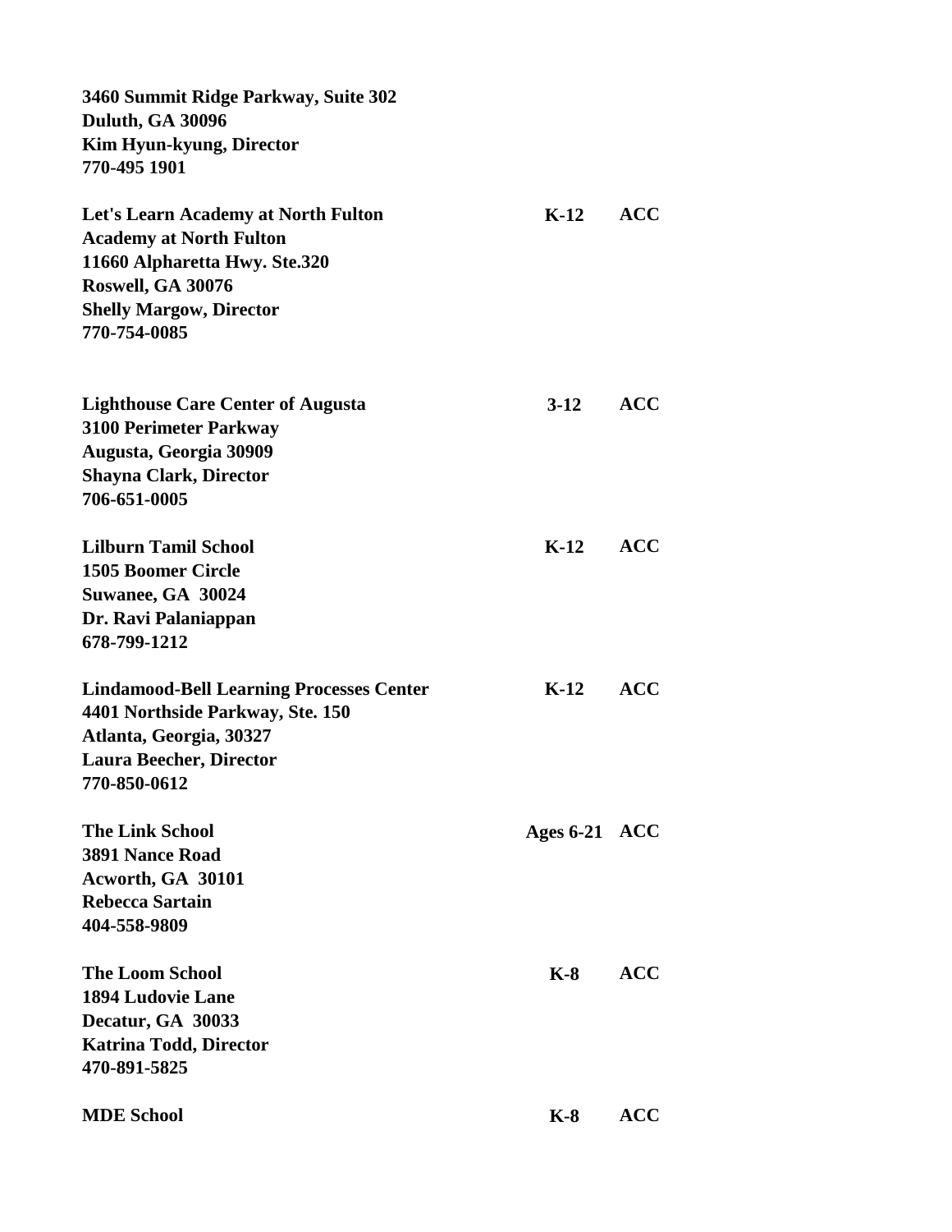**3460 Summit Ridge Parkway, Suite 302**
**Duluth, GA 30096**
**Kim Hyun-kyung, Director**
**770-495 1901**

| | | |
|---|---|---|
| **Let's Learn Academy at North Fulton**<br>**Academy at North Fulton**<br>**11660 Alpharetta Hwy. Ste.320**<br>**Roswell, GA 30076**<br>**Shelly Margow, Director**<br>**770-754-0085** | **K-12** | **ACC** |
| **Lighthouse Care Center of Augusta**<br>**3100 Perimeter Parkway**<br>**Augusta, Georgia 30909**<br>**Shayna Clark, Director**<br>**706-651-0005** | **3-12** | **ACC** |
| **Lilburn Tamil School**<br>**1505 Boomer Circle**<br>**Suwanee, GA 30024**<br>**Dr. Ravi Palaniappan**<br>**678-799-1212** | **K-12** | **ACC** |
| **Lindamood-Bell Learning Processes Center**<br>**4401 Northside Parkway, Ste. 150**<br>**Atlanta, Georgia, 30327**<br>**Laura Beecher, Director**<br>**770-850-0612** | **K-12** | **ACC** |
| **The Link School**<br>**3891 Nance Road**<br>**Acworth, GA 30101**<br>**Rebecca Sartain**<br>**404-558-9809** | **Ages 6-21** | **ACC** |
| **The Loom School**<br>**1894 Ludovie Lane**<br>**Decatur, GA 30033**<br>**Katrina Todd, Director**<br>**470-891-5825** | **K-8** | **ACC** |
| **MDE School** | **K-8** | **ACC** |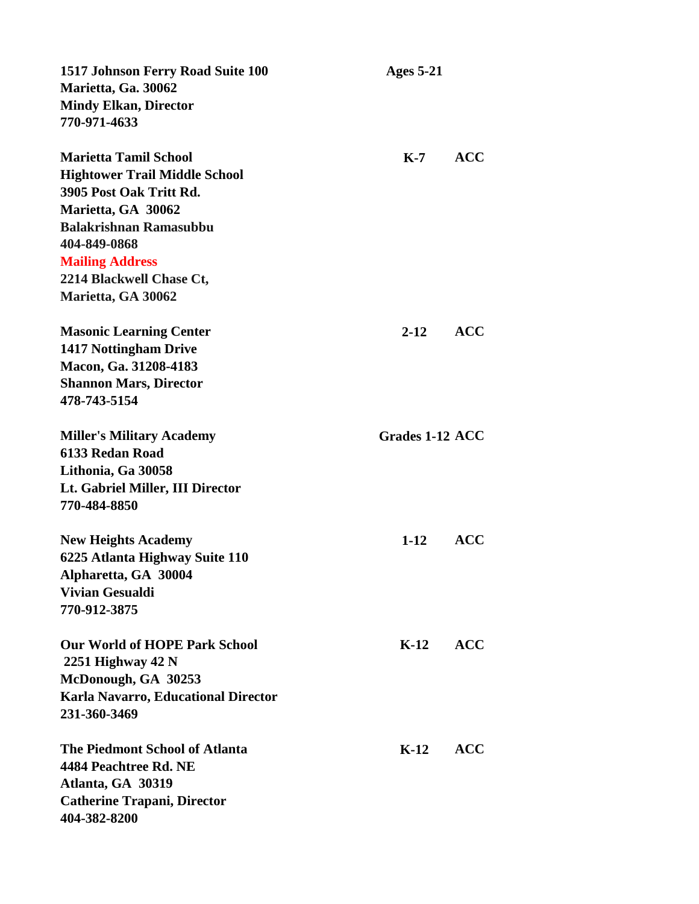**1517 Johnson Ferry Road Suite 100** — **Ages 5-21**
**Marietta, Ga. 30062**
**Mindy Elkan, Director**
**770-971-4633**

**Marietta Tamil School** — **K-7** — **ACC**
**Hightower Trail Middle School**
**3905 Post Oak Tritt Rd.**
**Marietta, GA 30062**
**Balakrishnan Ramasubbu**
**404-849-0868**
**Mailing Address**
**2214 Blackwell Chase Ct,**
**Marietta, GA 30062**

**Masonic Learning Center** — **2-12** — **ACC**
**1417 Nottingham Drive**
**Macon, Ga. 31208-4183**
**Shannon Mars, Director**
**478-743-5154**

**Miller's Military Academy** — **Grades 1-12** — **ACC**
**6133 Redan Road**
**Lithonia, Ga 30058**
**Lt. Gabriel Miller, III Director**
**770-484-8850**

**New Heights Academy** — **1-12** — **ACC**
**6225 Atlanta Highway Suite 110**
**Alpharetta, GA 30004**
**Vivian Gesualdi**
**770-912-3875**

**Our World of HOPE Park School** — **K-12** — **ACC**
**2251 Highway 42 N**
**McDonough, GA 30253**
**Karla Navarro, Educational Director**
**231-360-3469**

**The Piedmont School of Atlanta** — **K-12** — **ACC**
**4484 Peachtree Rd. NE**
**Atlanta, GA 30319**
**Catherine Trapani, Director**
**404-382-8200**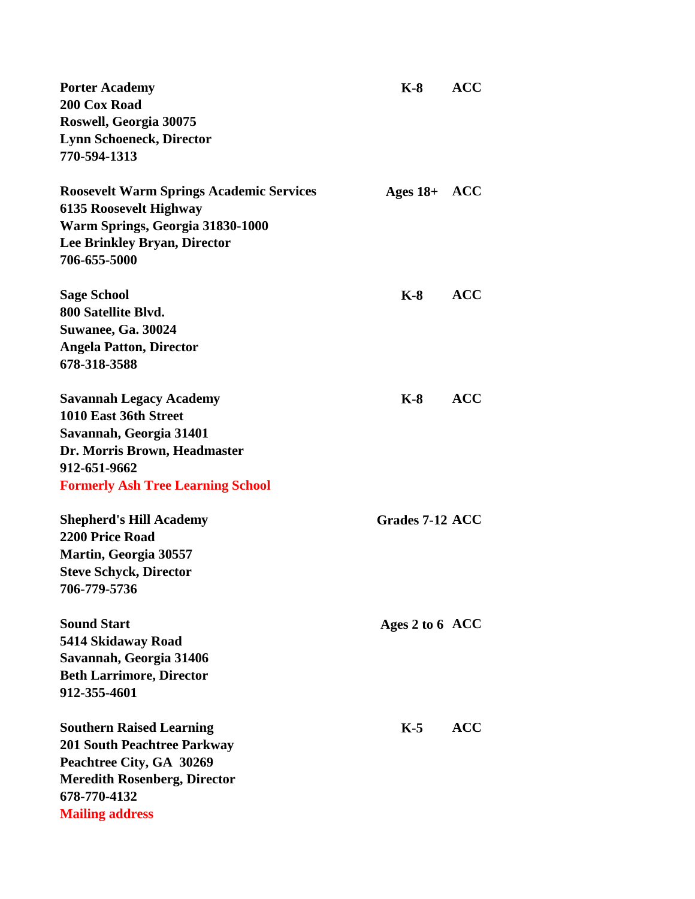**Porter Academy** **K-8** **ACC**
**200 Cox Road**
**Roswell, Georgia 30075**
**Lynn Schoeneck, Director**
**770-594-1313**

**Roosevelt Warm Springs Academic Services** **Ages 18+** **ACC**
**6135 Roosevelt Highway**
**Warm Springs, Georgia 31830-1000**
**Lee Brinkley Bryan, Director**
**706-655-5000**

**Sage School** **K-8** **ACC**
**800 Satellite Blvd.**
**Suwanee, Ga. 30024**
**Angela Patton, Director**
**678-318-3588**

**Savannah Legacy Academy** **K-8** **ACC**
**1010 East 36th Street**
**Savannah, Georgia 31401**
**Dr. Morris Brown, Headmaster**
**912-651-9662**
**Formerly Ash Tree Learning School**

**Shepherd's Hill Academy** **Grades 7-12** **ACC**
**2200 Price Road**
**Martin, Georgia 30557**
**Steve Schyck, Director**
**706-779-5736**

**Sound Start** **Ages 2 to 6** **ACC**
**5414 Skidaway Road**
**Savannah, Georgia 31406**
**Beth Larrimore, Director**
**912-355-4601**

**Southern Raised Learning** **K-5** **ACC**
**201 South Peachtree Parkway**
**Peachtree City, GA 30269**
**Meredith Rosenberg, Director**
**678-770-4132**
**Mailing address**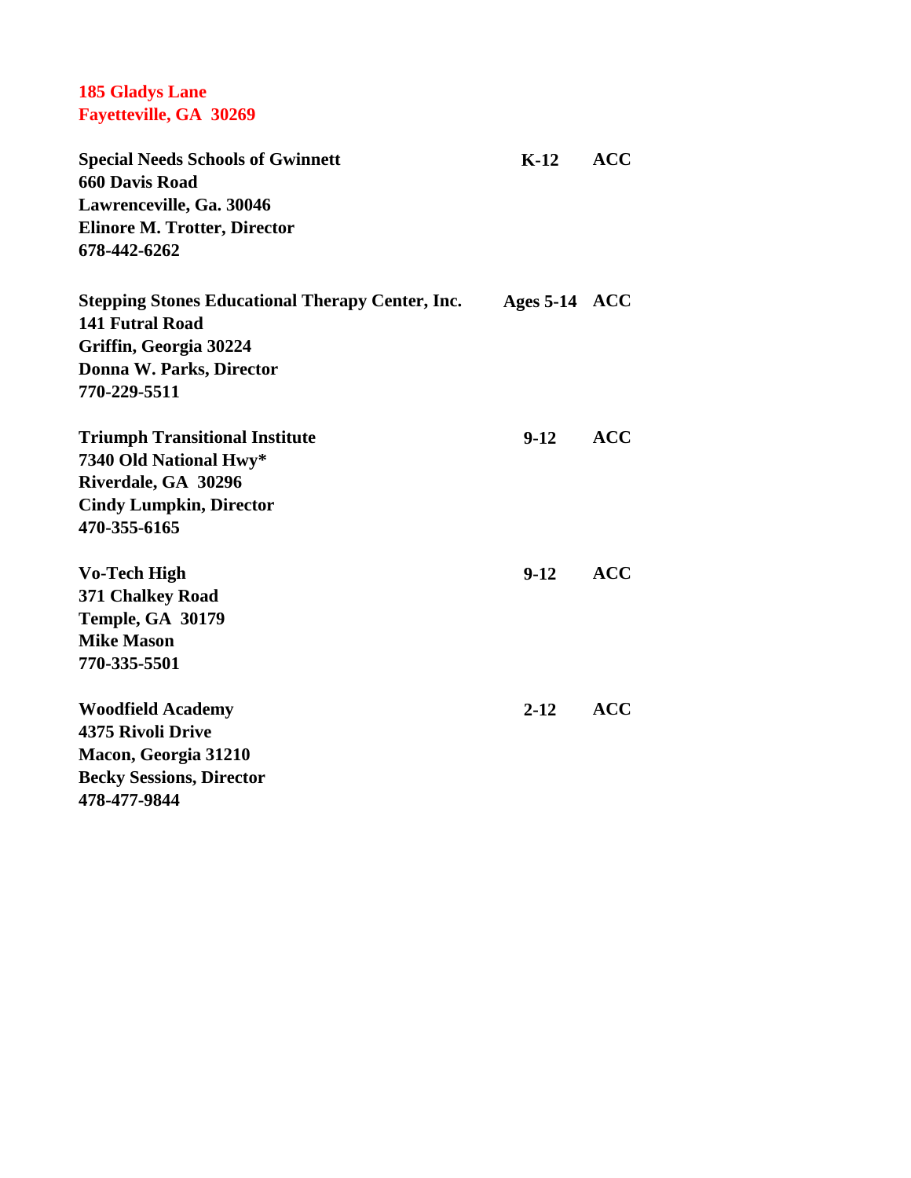**185 Gladys Lane**
**Fayetteville, GA  30269**

| | | |
|---|---|---|
| **Special Needs Schools of Gwinnett**<br>**660 Davis Road**<br>**Lawrenceville, Ga. 30046**<br>**Elinore M. Trotter, Director**<br>**678-442-6262** | **K-12** | **ACC** |
| **Stepping Stones Educational Therapy Center, Inc.**<br>**141 Futral Road**<br>**Griffin, Georgia 30224**<br>**Donna W. Parks, Director**<br>**770-229-5511** | **Ages 5-14** | **ACC** |
| **Triumph Transitional Institute**<br>**7340 Old National Hwy***<br>**Riverdale, GA  30296**<br>**Cindy Lumpkin, Director**<br>**470-355-6165** | **9-12** | **ACC** |
| **Vo-Tech High**<br>**371 Chalkey Road**<br>**Temple, GA  30179**<br>**Mike Mason**<br>**770-335-5501** | **9-12** | **ACC** |
| **Woodfield Academy**<br>**4375 Rivoli Drive**<br>**Macon, Georgia 31210**<br>**Becky Sessions, Director**<br>**478-477-9844** | **2-12** | **ACC** |